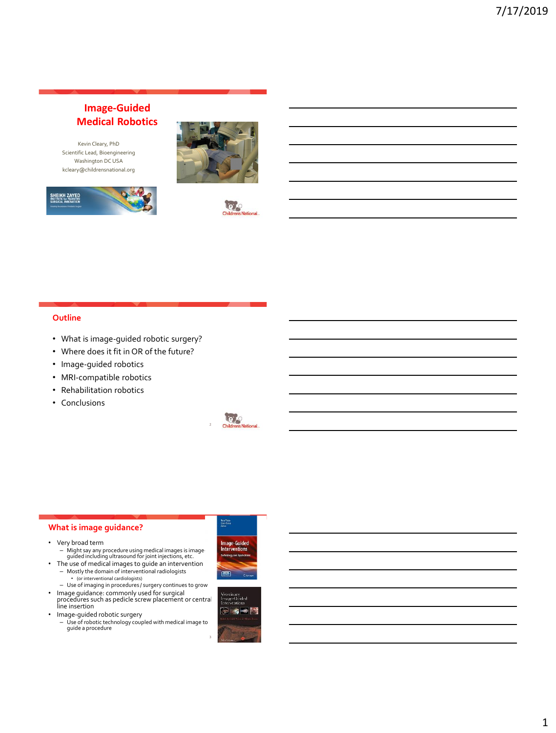# Image-Guided Medical Robotics

Kevin Cleary, PhD
Scientific Lead, Bioengineering
Washington DC USA
kcleary@childrensnational.org

## Outline

- What is image-guided robotic surgery?
- Where does it fit in OR of the future?
- Image-guided robotics
- MRI-compatible robotics
- Rehabilitation robotics
- Conclusions

## What is image guidance?

- Very broad term
  - Might say any procedure using medical images is image-guided including ultrasound for joint injections, etc.
- The use of medical images to guide an intervention
  - Mostly the domain of interventional radiologists
    - (or interventional cardiologists)
  - Use of imaging in procedures / surgery continues to grow
- Image guidance: commonly used for surgical procedures such as pedicle screw placement or central line insertion
- Image-guided robotic surgery
  - Use of robotic technology coupled with medical image to guide a procedure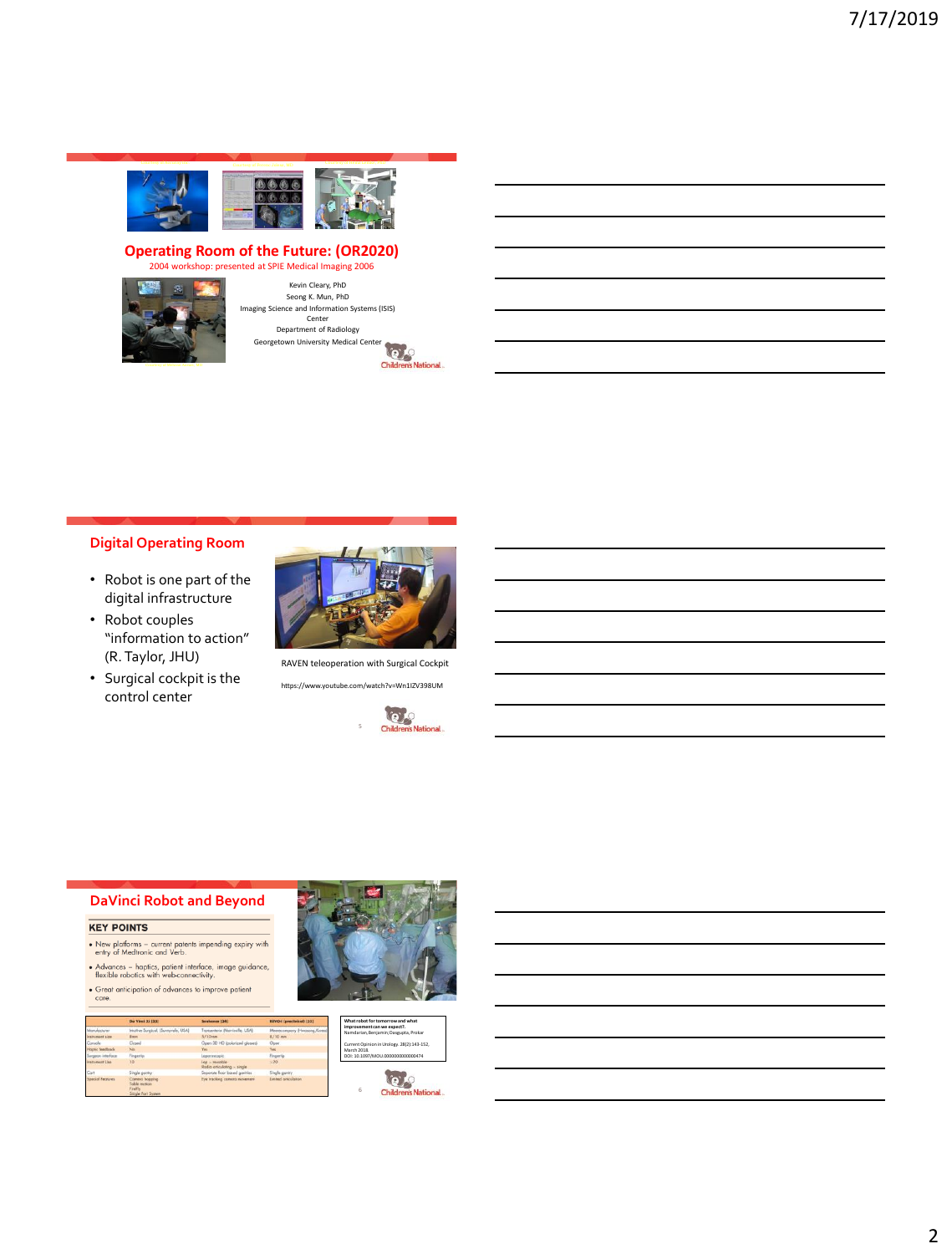## Operating Room of the Future: (OR2020)

2004 workshop: presented at SPIE Medical Imaging 2006

Kevin Cleary, PhD
Seong K. Mun, PhD
Imaging Science and Information Systems (ISIS) Center
Department of Radiology
Georgetown University Medical Center

Children's National

## Digital Operating Room

- Robot is one part of the digital infrastructure
- Robot couples "information to action" (R. Taylor, JHU)
- Surgical cockpit is the control center

RAVEN teleoperation with Surgical Cockpit

https://www.youtube.com/watch?v=Wn1IZV398UM

Children's National

## DaVinci Robot and Beyond

**KEY POINTS**

- New platforms – current patents impending expiry with entry of Medtronic and Verb.
- Advances – haptics, patient interface, image guidance, flexible robotics with web-connectivity.
- Great anticipation of advances to improve patient care.

What robot for tomorrow and what improvement can we expect?. Namdarian, Benjamin; Dasgupta, Prokar

Current Opinion in Urology. 28(2):143-152, March 2018.
DOI: 10.1097/MOU.0000000000000474

Children's National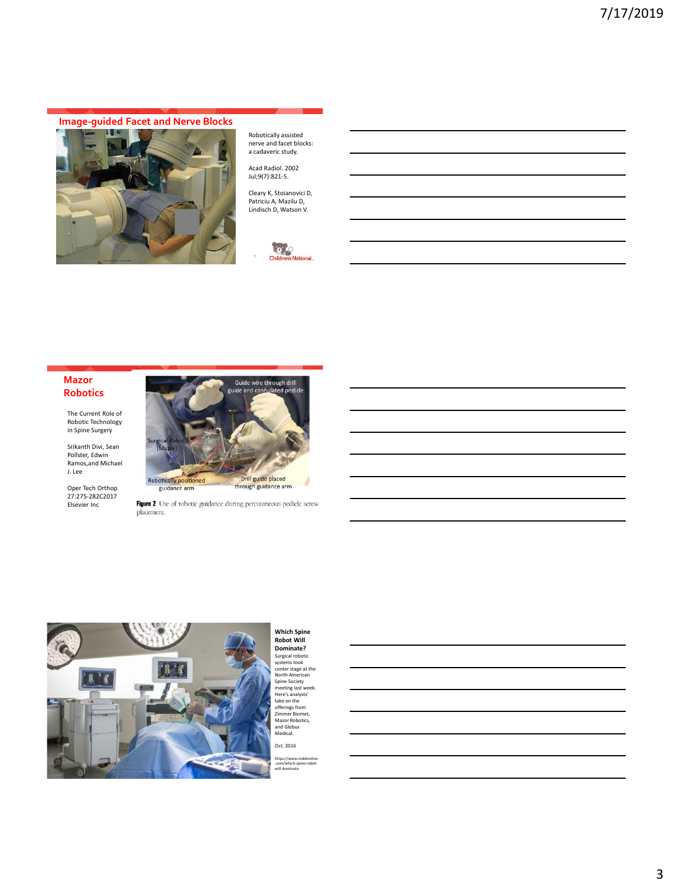## Image-guided Facet and Nerve Blocks

Robotically assisted nerve and facet blocks: a cadaveric study.

Acad Radiol. 2002 Jul;9(7):821-5.

Cleary K, Stoianovici D, Patriciu A, Mazilu D, Lindisch D, Watson V.

## Mazor Robotics

The Current Role of Robotic Technology in Spine Surgery

Srikanth Divi, Sean Pollster, Edwin Ramos,and Michael J. Lee

Oper Tech Orthop 27:275-282C2017 Elsevier Inc

Guide wire through drill guide and cannulated pedide

Surgical Robot (Mazor)

Robotically positioned guidance arm

Drill guide placed through guidance arm

**Figure 2** Use of robotic guidance during percutaneous pedicle screw placement.

**Which Spine Robot Will Dominate?**

Surgical robotic systems took center stage at the North American Spine Society meeting last week. Here's analysts' take on the offerings from Zimmer Biomet, Mazor Robotics, and Globus Medical.

Oct. 2016

https://www.mddionline.com/which-spine-robot-will-dominate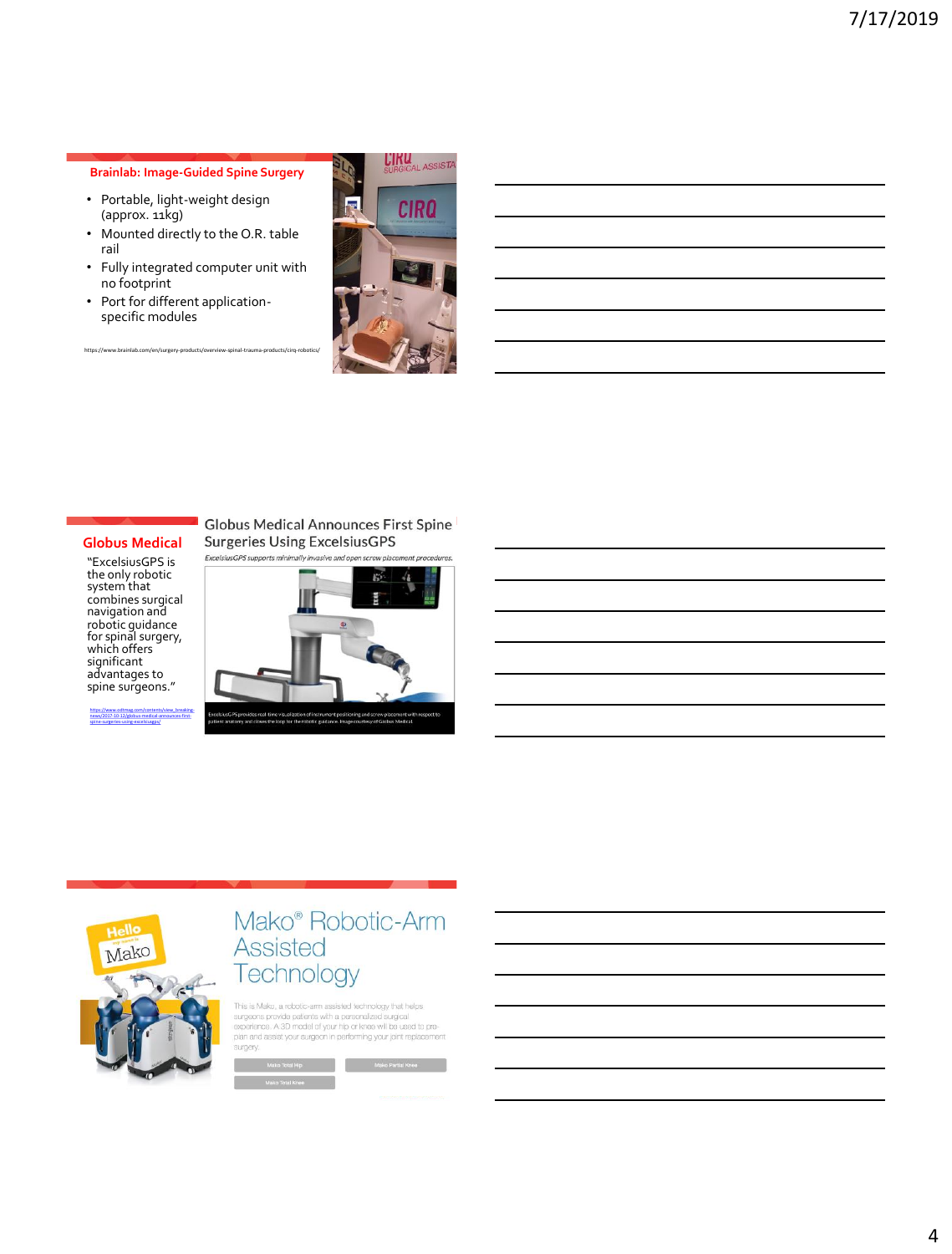## Brainlab: Image-Guided Spine Surgery

- Portable, light-weight design (approx. 11kg)
- Mounted directly to the O.R. table rail
- Fully integrated computer unit with no footprint
- Port for different application-specific modules

https://www.brainlab.com/en/surgery-products/overview-spinal-trauma-products/cirq-robotics/

## Globus Medical

"ExcelsiusGPS is the only robotic system that combines surgical navigation and robotic guidance for spinal surgery, which offers significant advantages to spine surgeons."

https://www.odtmag.com/contents/view_breaking-news/2017-10-12/globus-medical-announces-first-spine-surgeries-using-excelsiusgps/

### Globus Medical Announces First Spine Surgeries Using ExcelsiusGPS

*ExcelsiusGPS supports minimally invasive and open screw placement procedures.*

ExcelsiusGPS provides real-time visualization of instrument positioning and screw placement with respect to patient anatomy and closes the loop for the robotic guidance. Image courtesy of Globus Medical.

## Mako® Robotic-Arm Assisted Technology

This is Mako, a robotic-arm assisted technology that helps surgeons provide patients with a personalized surgical experience. A 3D model of your hip or knee will be used to pre-plan and assist your surgeon in performing your joint replacement surgery.

Mako Total Hip | Mako Partial Knee | Mako Total Knee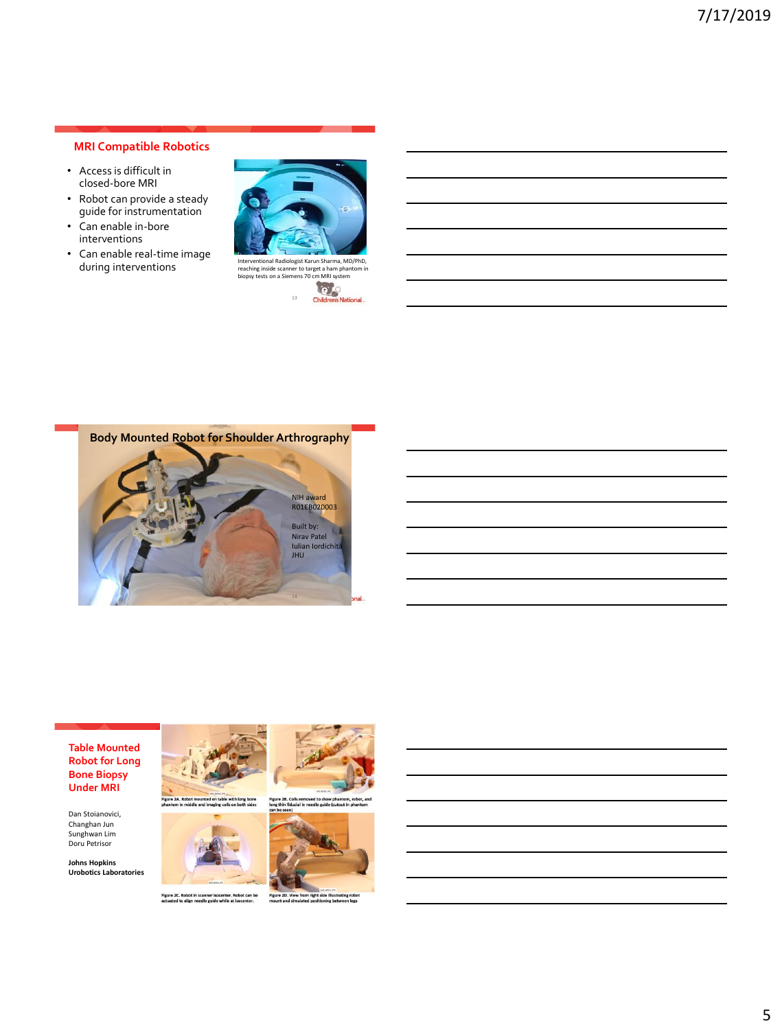## MRI Compatible Robotics

- Access is difficult in closed-bore MRI
- Robot can provide a steady guide for instrumentation
- Can enable in-bore interventions
- Can enable real-time image during interventions

Interventional Radiologist Karun Sharma, MD/PhD, reaching inside scanner to target a ham phantom in biopsy tests on a Siemens 70 cm MRI system

## Body Mounted Robot for Shoulder Arthrography

NIH award R01EB020003

Built by:
Nirav Patel
Iulian Iordichita
JHU

## Table Mounted Robot for Long Bone Biopsy Under MRI

Dan Stoianovici, Changhan Jun, Sunghwan Lim, Doru Petrisor

**Johns Hopkins Urobotics Laboratories**

Figure 2A. Robot mounted on table with long bone phantom in middle and imaging coils on both sides

Figure 2B. Coils removed to show phantom, robot, and long thin fiducial in needle guide (cutout in phantom can be seen)

Figure 2C. Robot in scanner isocenter. Robot can be actuated to align needle guide while at isocenter.

Figure 2D. View from right side illustrating robot mount and simulated positioning between legs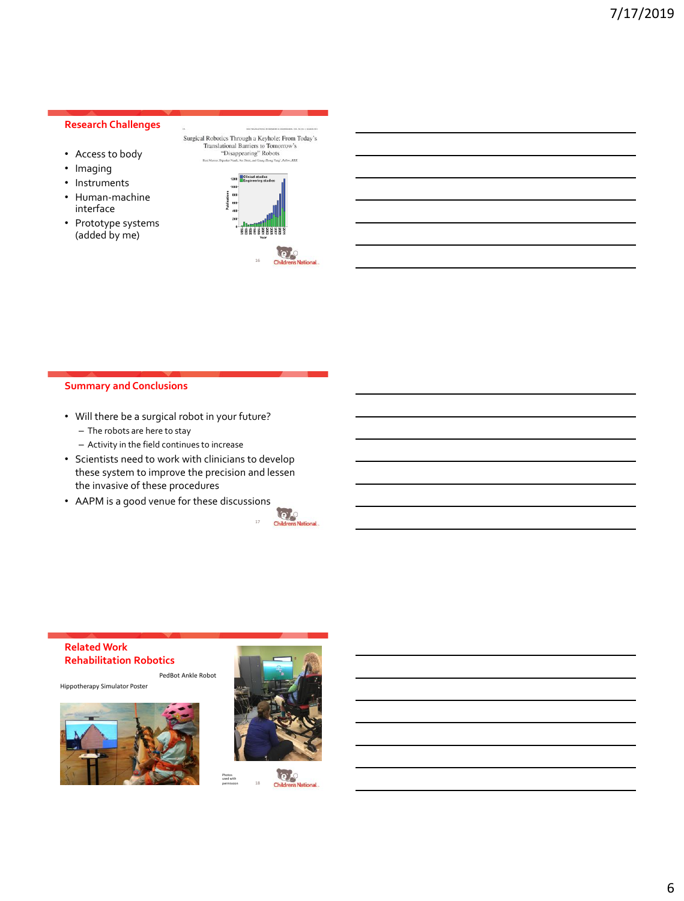## Research Challenges

- Access to body
- Imaging
- Instruments
- Human-machine interface
- Prototype systems (added by me)

Surgical Robotics Through a Keyhole: From Today's Translational Barriers to Tomorrow's "Disappearing" Robots

Clinical studies
Engineering studies
Publications
Year

## Summary and Conclusions

- Will there be a surgical robot in your future?
  - The robots are here to stay
  - Activity in the field continues to increase
- Scientists need to work with clinicians to develop these system to improve the precision and lessen the invasive of these procedures
- AAPM is a good venue for these discussions

## Related Work
## Rehabilitation Robotics

PedBot Ankle Robot

Hippotherapy Simulator Poster

Photos used with permission